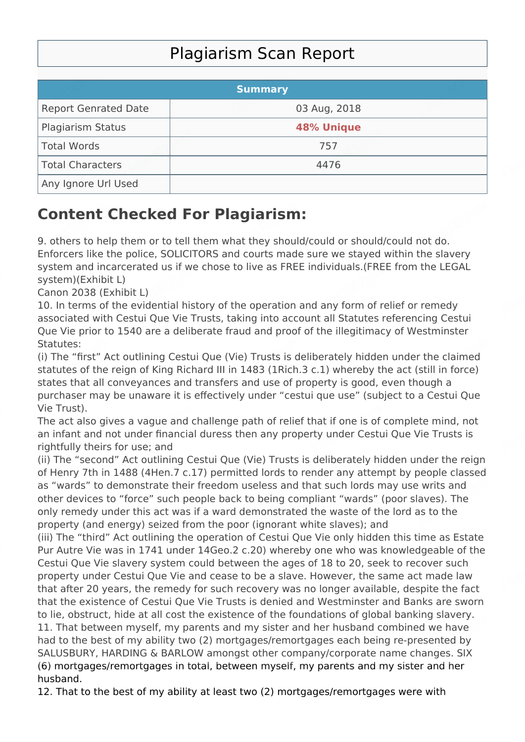# Plagiarism Scan Report

| Summary | |
|---|---|
| Report Genrated Date | 03 Aug, 2018 |
| Plagiarism Status | **48% Unique** |
| Total Words | 757 |
| Total Characters | 4476 |
| Any Ignore Url Used | |

## Content Checked For Plagiarism:

9. others to help them or to tell them what they should/could or should/could not do. Enforcers like the police, SOLICITORS and courts made sure we stayed within the slavery system and incarcerated us if we chose to live as FREE individuals.(FREE from the LEGAL system)(Exhibit L)
Canon 2038 (Exhibit L)
10. In terms of the evidential history of the operation and any form of relief or remedy associated with Cestui Que Vie Trusts, taking into account all Statutes referencing Cestui Que Vie prior to 1540 are a deliberate fraud and proof of the illegitimacy of Westminster Statutes:
(i) The “first” Act outlining Cestui Que (Vie) Trusts is deliberately hidden under the claimed statutes of the reign of King Richard III in 1483 (1Rich.3 c.1) whereby the act (still in force) states that all conveyances and transfers and use of property is good, even though a purchaser may be unaware it is effectively under “cestui que use” (subject to a Cestui Que Vie Trust).
The act also gives a vague and challenge path of relief that if one is of complete mind, not an infant and not under financial duress then any property under Cestui Que Vie Trusts is rightfully theirs for use; and
(ii) The “second” Act outlining Cestui Que (Vie) Trusts is deliberately hidden under the reign of Henry 7th in 1488 (4Hen.7 c.17) permitted lords to render any attempt by people classed as “wards” to demonstrate their freedom useless and that such lords may use writs and other devices to “force” such people back to being compliant “wards” (poor slaves). The only remedy under this act was if a ward demonstrated the waste of the lord as to the property (and energy) seized from the poor (ignorant white slaves); and
(iii) The “third” Act outlining the operation of Cestui Que Vie only hidden this time as Estate Pur Autre Vie was in 1741 under 14Geo.2 c.20) whereby one who was knowledgeable of the Cestui Que Vie slavery system could between the ages of 18 to 20, seek to recover such property under Cestui Que Vie and cease to be a slave. However, the same act made law that after 20 years, the remedy for such recovery was no longer available, despite the fact that the existence of Cestui Que Vie Trusts is denied and Westminster and Banks are sworn to lie, obstruct, hide at all cost the existence of the foundations of global banking slavery.
11. That between myself, my parents and my sister and her husband combined we have had to the best of my ability two (2) mortgages/remortgages each being re-presented by SALUSBURY, HARDING & BARLOW amongst other company/corporate name changes. SIX (6) mortgages/remortgages in total, between myself, my parents and my sister and her husband.
12. That to the best of my ability at least two (2) mortgages/remortgages were with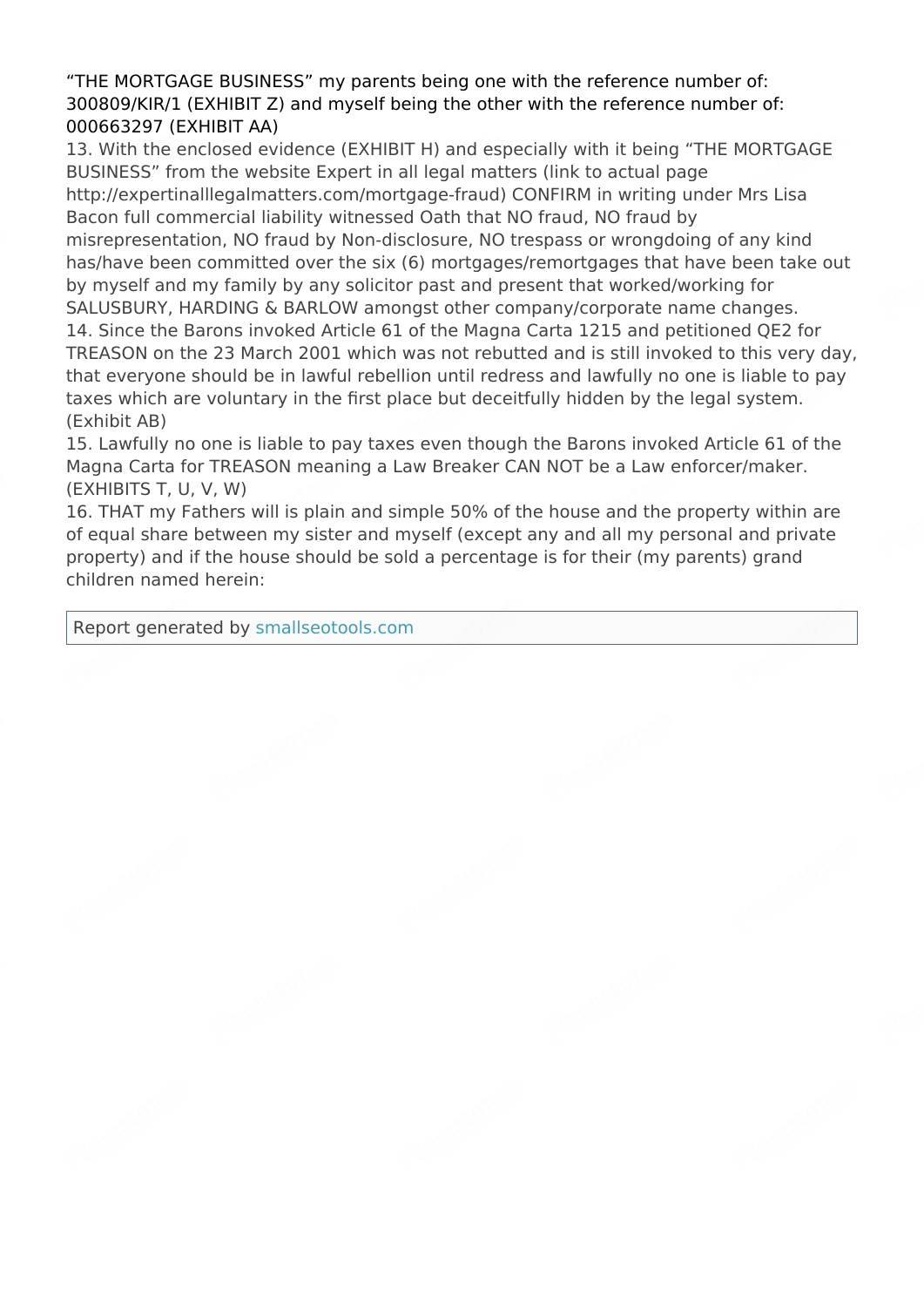"THE MORTGAGE BUSINESS" my parents being one with the reference number of: 300809/KIR/1 (EXHIBIT Z) and myself being the other with the reference number of: 000663297 (EXHIBIT AA)

13. With the enclosed evidence (EXHIBIT H) and especially with it being "THE MORTGAGE BUSINESS" from the website Expert in all legal matters (link to actual page http://expertinalllegalmatters.com/mortgage-fraud) CONFIRM in writing under Mrs Lisa Bacon full commercial liability witnessed Oath that NO fraud, NO fraud by misrepresentation, NO fraud by Non-disclosure, NO trespass or wrongdoing of any kind has/have been committed over the six (6) mortgages/remortgages that have been take out by myself and my family by any solicitor past and present that worked/working for SALUSBURY, HARDING & BARLOW amongst other company/corporate name changes.

14. Since the Barons invoked Article 61 of the Magna Carta 1215 and petitioned QE2 for TREASON on the 23 March 2001 which was not rebutted and is still invoked to this very day, that everyone should be in lawful rebellion until redress and lawfully no one is liable to pay taxes which are voluntary in the first place but deceitfully hidden by the legal system. (Exhibit AB)

15. Lawfully no one is liable to pay taxes even though the Barons invoked Article 61 of the Magna Carta for TREASON meaning a Law Breaker CAN NOT be a Law enforcer/maker. (EXHIBITS T, U, V, W)

16. THAT my Fathers will is plain and simple 50% of the house and the property within are of equal share between my sister and myself (except any and all my personal and private property) and if the house should be sold a percentage is for their (my parents) grand children named herein:

Report generated by smallseotools.com